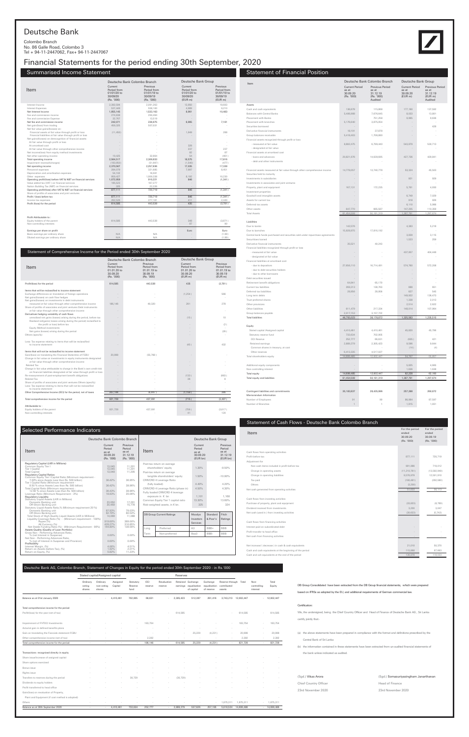# Deutsche Bank

Colombo Branch
No. 86 Galle Road, Colombo 3
Tel + 94-11-2447062, Fax+ 94-11-2447067

# Financial Statements for the period ending 30th September, 2020

## Summarised Income Statement

| Item | Deutsche Bank Colombo Branch | | Deutsche Bank Group | |
|---|---|---|---|---|
| | Current Period from 01/01/20 to 30/09/20 (Rs. '000) | Previous Period from 01/01/19 to 30/09/19 (Rs. '000) | Current Period from 01/01/20 to 30/09/20 (EUR m) | Previous Period from 01/01/19 to 30/09/19 (EUR m) |
| Interest Income | 2,392,594 | 2,091,263 | 13,950 | 19,692 |
| Interest Expenses | 537,449 | 558,100 | 4,989 | 9,210 |
| Net Interest Income | 1,855,145 | 1,533,163 | 8,961 | 10,483 |
| Fee and commission income | 274,838 | 250,494 | | |
| Fee and commission Expense | 32,767 | 13,519 | | |
| Net fee and commission income | 242,071 | 236,975 | 6,985 | 7,191 |
| Net gain/(loss) from trading | 459,335 | 507,631 | | |
| Net fair value gains/(losses) on: | | | | |
| Financial assets at fair value through profit or loss | (11,460) | - | 1,549 | 288 |
| Financial liabilities at fair value through profit or loss | - | - | - | - |
| Net gains/(losses) on derecognition of financial assets: | | | | |
| At fair value through profit or loss | - | - | - | - |
| At amortised cost | - | - | 329 | - |
| At fair value through other comprehensive income | - | - | 237 | 237 |
| Net income/(loss) from equity method investments | - | - | 82 | 97 |
| Net other operating income | 19,426 | 32,064 | 64 | (461) |
| Total operating income | 2,564,517 | 2,309,833 | 18,575 | 17,816 |
| Impairment reversal/(charges) | (193,950) | (51,997) | (1,540) | (477) |
| Net operating income | 2,370,567 | 2,257,836 | 17,035 | 17,339 |
| Personnel expenses | 284,076 | 321,685 | 7,997 | 8,451 |
| Depreciation and amortisation expenses | 54,102 | 16,531 | - | - |
| Other expenses | 959,427 | 1,009,336 | 8,192 | 10,230 |
| Operating profit/(loss) before VAT & NBT on financial services | 1,072,959 | 910,221 | 846 | (1,341) |
| Value added tax (VAT) on financial services | 195,523 | 167,277 | - | - |
| Nation Building Tax (NBT) on financial services | 325 | 22,226 | - | - |
| Operating profit/(loss) after VAT & NBT on financial services | 877,111 | 720,719 | 846 | (1,341) |
| Share of profits of associates and joint ventures | - | - | - | - |
| Profit / (loss) before tax | 877,111 | 720,719 | 846 | (1,341) |
| Income tax expenses | 262,526 | 277,181 | 411 | 2,440 |
| Profit /(loss) for the period | 614,585 | 443,538 | 435 | (3,781) |
| | | | | |
| Profit Attributable to : | | | | |
| Equity holders of the parent | 614,585 | 443,538 | 348 | (3,871) |
| Non-controlling interests | - | - | 87 | 90 |
| | | | | |
| Earnings per share on profit | | | Euro | Euro |
| Basic earnings per ordinary share | N/A | N/A | - | (1.90) |
| Diluted earnings per ordinary share | N/A | N/A | - | (1.90) |

## Statement of Comprehensive Income for the Period ended 30th September 2020

| Item | Deutsche Bank Colombo Branch | | Deutsche Bank Group | |
|---|---|---|---|---|
| | Current Period from 01.01.20 to 30.09.20 (Rs. '000) | Previous Period from 01.01.19 to 30.09.19 (Rs. '000) | Current Period from 01.01.20 to 30.09.20 (EUR m) | Previous Period from 01.01.19 to 30.09.19 (EUR m) |
| Profit/(loss) for the period | 614,585 | 443,538 | 435 | (3,781) |
| | | | | |
| Items that will be reclassified to income statement | | | | |
| Exchange differences on translation of foreign operations | - | - | (1,204) | 568 |
| Net gains/(losses) on cash flow hedges | - | - | - | - |
| Net gains/(losses) on investments in debt instruments measured at fair value through other comprehensive income | 186,146 | 49,320 | 261 | 279 |
| Share of profits of associates and joint ventures Debt instruments at fair value through other comprehensive income | - | - | - | - |
| Derivatives hedging variability of cash flows | | | | |
| unrealized net gains (losses) arising during the period, before tax | - | - | (15) | 10 |
| Realized net(gains) losses arising during the period reclassified to the profit or loss) before tax | - | - | - | (2) |
| Equity Method investments | | | | |
| Net gains (losses) arising during the period | - | - | - | (26) |
| Others (specify) | - | - | - | - |
| | | | | |
| Less: Tax expense relating to items that will be reclassified to income statement | - | - | (45) | 432 |
| | | | | |
| Items that will not be reclassified to income statement | | | | |
| Gain/(loss) on translating the Financial Statements of FCBU | 20,998 | (55,768) | - | - |
| Change in fair value on investments in equity instruments designated at fair value through other comprehensive income | - | - | - | - |
| Related Tax | - | - | - | - |
| Change in fair value attributable to change in the Bank's own credit risk on financial liabilities designated at fair value through profit or loss | - | - | - | - |
| Re-measurement of post-employment benefit obligations | - | - | (122) | (663) |
| Related Tax | - | - | 26 | 8 |
| Share of profits of associates and joint ventures Others (specify) | - | - | - | - |
| Less: Tax expense relating to items that will not be reclassified to income statement | - | - | - | - |
| Other Comprehensive Income (OCI) for the period, net of taxes | 207,144 | (6,447) | (1,150) | 285 |
| | | | | |
| Total comprehensive income for the period | 821,729 | 437,091 | (715) | (3,497) |
| | | | | |
| Attributable to : | | | | |
| Equity holders of the parent | 821,729 | 437,091 | (756) | (3,617) |
| Non-controlling interests | - | - | 41 | 120 |

## Statement of Financial Position

| Item | Deutsche Bank Colombo Branch | | Deutsche Bank Group | |
|---|---|---|---|---|
| | Current Period as at 30.09.20 (Rs. '000) | Previous Period as at 31.12.19 (Rs. '000) Audited | Current Period as at 30.09.20 (EUR m) | Previous Period as at 31.12.19 (EUR m) Audited |
| **Assets** | | | | |
| Cash and cash equivalents | 136,678 | 115,868 | 177,186 | 137,592 |
| Balances with Central Banks | 3,495,988 | 7,676,645 | 9,633 | 13,801 |
| Placement with Banks | - | 751,256 | 6,865 | 9,636 |
| Placement with branches | 5,176,648 | 3,875,054 | - | - |
| Securities borrowed | - | - | - | 428 |
| Derivative financial instruments | 58,191 | 37,976 | - | - |
| Group balances receivable | 3,416,403 | 1,706,880 | - | - |
| Financial assets recognised through profit or loss | | | | |
| - measured at fair value | 6,882,470 | 6,799,440 | 543,879 | 526,713 |
| - designated at fair value | - | - | - | - |
| Financial assets at amortised cost | | | | |
| - loans and advances | 20,821,378 | 14,639,685 | 427,736 | 429,841 |
| - debt and other instruments | - | - | - | - |
| | | | | |
| Financial assets measured at fair value through other comprehensive income | 14,779,057 | 13,746,776 | 53,324 | 45,503 |
| Securities held to maturity | - | - | - | - |
| Investments in subsidiaries | - | - | 881 | 929 |
| Investments in associates and joint ventures | - | - | - | - |
| Property, plant and equipment | 167,131 | 172,225 | 5,761 | 4,930 |
| Investment properties | - | - | - | - |
| Goodwill and intangible assets | - | - | 6,749 | 7,029 |
| Assets for current tax | - | - | 918 | 926 |
| Deferred tax assets | - | - | 6,119 | 5,986 |
| Other assets | 647,770 | 665,507 | 147,295 | 110,359 |
| Total Assets | 61,454,508 | 50,181,319 | 1,387,791 | 1,297,674 |
| | | | | |
| **Liabilities** | | | | |
| Due to banks | 142,578 | - | 4,363 | 5,219 |
| Due to branches | 15,809,875 | 17,816,192 | - | - |
| Central bank funds purchased and securities sold under repurchase agreements | - | - | 3,839 | 3,115 |
| Securities loaned | - | - | 1,623 | 259 |
| Derivative financial instruments | 35,021 | 40,242 | - | - |
| Financial liabilities recognised through profit or loss | | | | |
| - measured at fair value | - | - | 437,957 | 404,448 |
| - designated at fair value | - | - | - | - |
| Financial liabilities at amortised cost | | | | |
| - due to depositors | 27,955,110 | 16,714,491 | 579,780 | 572,208 |
| - due to debt securities holders | - | - | - | - |
| - due to other borrowers | - | - | - | - |
| Debt securities issued | - | - | - | - |
| Retirement benefit obligations | 64,961 | 65,179 | - | - |
| Current tax liabilities | 269,312 | 138,762 | 888 | 651 |
| Deferred tax liabilities | 28,956 | 28,956 | 627 | 545 |
| Long term debts | - | - | 149,922 | 136,473 |
| Trust preferred shares | - | - | 1,338 | 2,013 |
| Other provisions | - | - | 2,514 | 2,622 |
| Other liabilities | 611,470 | 217,334 | 148,514 | 107,964 |
| Group balances payable | 2,817,753 | 3,157,722 | - | - |
| Total liabilities | 46,765,023 | 38,179,872 | 1,325,562 | 1,235,515 |
| | | | | |
| **Equity** | | | | |
| Stated capital (Assigned capital) | 4,410,461 | 4,410,461 | 45,820 | 45,786 |
| Statutory reserve fund | 733,634 | 702,905 | - | - |
| OCI Reserve | 252,777 | 66,631 | (835) | 421 |
| Retained earnings | 2,889,279 | 2,305,423 | 9,098 | 9,644 |
| Common shares in treasury, at cost | - | - | (15) | (4) |
| Other reserves | 6,413,335 | 4,517,027 | - | - |
| Total shareholders equity | 14,699,485 | 12,002,447 | 54,787 | 55,857 |
| | | | | |
| Additional equity components | - | - | 5,825 | 4,665 |
| Non-controlling interest | - | - | 1,636 | 1,638 |
| Total equity | 14,689,485 | 12,002,447 | 62,229 | 62,160 |
| Total equity and liabilities | 61,454,508 | 50,181,319 | 1,387,791 | 1,297,674 |
| | | | | |
| Contingent liabilities and commitments | 35,193,837 | 29,435,996 | 257,388 | 260,672 |
| Memorandum Information | | | | |
| Number of Employees | 91 | 98 | 85,884 | 87,597 |
| Number of Branches | 1 | 1 | 1,915 | 1,931 |

## Selected Performance Indicators

| Item | Deutsche Bank Colombo Branch | |
|---|---|---|
| | Current Period as at 30.09.20 (Rs. '000) | Previous Period as at 31.12.19 (Rs. '000) |
| **Regulatory Capital (LKR in Millions)** | | |
| Common Equity Tier I | 13,045 | 11,201 |
| Tier I Capital | 13,045 | 11,201 |
| Total Capital | 13,045 | 11,205 |
| **Regulatory Capital Ratios** | | |
| Common Equity Tier I Capital Ratio (Minimum requirement - 7.00% since Assets Less than Rs. 500 billion) | 26.42% | 30.95% |
| Tier I Capital Ratio (Minimum requirement - 8.50 % since Assets Less than Rs. 500 billion) | 26.42% | 30.95% |
| Total Capital Ratio (Minimum requirement - 12.50 % since Assets Less than Rs. 500 billion) | 26.43% | 30.96% |
| Leverage Ratio (Minimum Requirement - 3%) | 18.20% | 20.09% |
| **Regulatory Liquidity** | | |
| Statutory Liquid Assets (LKR in Millions) | | |
| Domestic Banking unit | 23,050 | 17,201 |
| Off-Shore Banking unit | 30,468 | 15,778 |
| Statutory Liquid Assets Ratio,% (Minimum requirement 20 %) | | |
| Domestic Banking unit | 67.03% | 79.03% |
| Off-Shore Banking unit | 92.79% | 80.54% |
| Total Stock of High-Quality Liquid Assets (LKR in Millions) | 14,066 | 11,068 |
| Liquidity Coverage Ratio (%) - (Minimum requirement - 100%) | | |
| Rupee (%) | 910.00% | 380.00% |
| All Currency (%) | 429.27% | 215.85% |
| Net Stable Funding Ratio (%) - (Minimum Requirement - 90%) | 144.60% | 133.58% |
| **Assets Quality (Quality of Loan Portfolio)** | | |
| Gross Non - Performing Advances Ratio, % (net Interest in Suspense) | 0.00% | 0.00% |
| Net Non - Performing Advances Ratio, % (net of Interest in Suspense and Provision) | 0.00% | 0.00% |
| **Profitability** | | |
| Interest Margin, (%) | 4.06% | 4.51% |
| Return on Assets (before Tax), (%) | 1.92% | 2.01% |
| Return on Equity, (%) | 5.62% | 11.23% |

| Item | Deutsche Bank Group | |
|---|---|---|
| | Current Period as at 30.09.20 (EUR bn) | Previous Period as at 31.12.19 (EUR bn) |
| Post-tax return on average shareholders' equity | 1.30% | -9.50% |
| Post-tax return on average tangible shareholders' equity | 1.50% | -10.90% |
| CRR/CRD 4 Leverage Ratio (fully loaded) | 4.40% | 4.20% |
| CRR/CRD 4 Leverage Ratio (phase in) | 4.50% | 4.30% |
| Fully loaded CRR/CRD 4 leverage exposure in € bn | 1,101 | 1,168 |
| Common Equity Tier 1 capital ratio | 13.30% | 13.60% |
| Risk-weighted assets, in € bn | 325 | 324 |

| DB Group Current Ratings | | Moodys Investors Services | Standard & Poor's | Fitch Ratings |
|---|---|---|---|---|
| Long Term | Preferred | A3 | BBB+ | BBB |
| | Non-preferred | Baa3 | BBB- | BBB |

## Statement of Cash Flows - Deutsche Bank Colombo Branch

| Item | For the period ended 30.09.20 (Rs. '000) | For the period ended 30.09.19 (Rs. '000) |
|---|---|---|
| Cash flows from operating activities | | |
| Profit before tax | 877,111 | 720,719 |
| Adjustment for: | | |
| Non cash items included in profit before tax | 391,966 | 719,013 |
| Change in operating assets | (11,210,761) | (13,592,849) |
| Change in operating liabilities | 9,576,378 | 12,501,810 |
| Tax paid | (180,861) | (292,580) |
| Others | (3,266) | - |
| Net cash generated from operating activities | 51,632 | 56,113 |
| | | |
| Cash flows from investing activities | | |
| Purchase of property, plant and equipment | (33,923) | (8,789) |
| Dividend received from investments | 3,300 | 3,047 |
| Net cash (used in ) from investing activities | (30,623) | (5,742) |
| | | |
| Cash flows from financing activities | | |
| Interest paid on subordinated debt | - | - |
| Profit transfer to head office | - | - |
| Net cash from financing activities | - | - |
| | | |
| Net increase / (decrease ) in cash & cash equivalents | 21,010 | 50,370 |
| Cash and cash equivalents at the beginning of the period | 115,668 | 67,662 |
| Cash and cash equivalents at the end of the period | 136,678 | 118,032 |

## Deutsche Bank AG, Colombo Branch, Statement of Changes in Equity for the period ended 30th September 2020 - in Rs.'000

| | Stated capital/Assigned capital | | | Reserves | | | | | | | | | |
|---|---|---|---|---|---|---|---|---|---|---|---|---|---|
| | Ordinary voting shares | Ordinary non-voting shares | Assigned Capital | Statutory Reserve fund | OCI reserve | Revaluation reserve | Retained earnings | Exchange equalisation of capital | Exchange equalisation of reserve | Reserve through contributed assets | Total | Non-controlling interest | Total Equity |
| Balance as at 01st January 2020 | - | - | 4,410,461 | 702,905 | 66,631 | - | 2,305,423 | 512,387 | 261,416 | 3,743,213 | 12,002,447 | - | 12,002,447 |
| | | | | | | | | | | | | | |
| Total comprehensive income for the period | | | | | | | | | | | | | |
| Profit/(loss) for the year (net of tax) | - | - | - | - | - | - | 614,585 | - | - | - | 614,585 | - | 614,585 |
| | | | | | | | | | | | | | |
| Impairment of FVTOCI Investments | - | - | - | - | 183,754 | - | - | - | - | - | 183,754 | - | 183,754 |
| Actuarial gain in defined benefits plans | - | - | - | - | - | - | - | - | - | - | - | - | - |
| Gain on translating the Financials statement FCBU | - | - | - | - | - | - | - | 25,229 | (4,231) | - | 20,998 | - | 20,998 |
| Other comprehensive income (net of tax) | - | - | - | - | 2,392 | - | - | - | - | - | 2,392 | - | 2,392 |
| Total comprehensive income for the period | - | - | - | - | 186,146 | - | 614,585 | 25,229 | (4,231) | - | 821,729 | - | 821,729 |
| | | | | | | | | | | | | | |
| Transactions recognised directly in equity | | | | | | | | | | | | | |
| Share Issue/increase of assigned capital | - | - | - | - | - | - | - | - | - | - | - | - | - |
| Share options exercised | - | - | - | - | - | - | - | - | - | - | - | - | - |
| Bonus issue | - | - | - | - | - | - | - | - | - | - | - | - | - |
| Rights issue | - | - | - | - | - | - | - | - | - | - | - | - | - |
| Transfers to reserves during the period | - | - | - | 30,729 | - | - | (30,729) | - | - | - | - | - | - |
| Dividends to equity holders | - | - | - | - | - | - | - | - | - | - | - | - | - |
| Profit transferred to head office | - | - | - | - | - | - | - | - | - | - | - | - | - |
| Gain/(loss) on revaluation of Property, Plant and Equipment (if cost method is adopted) | - | - | - | - | - | - | - | - | - | - | - | - | - |
| Others | - | - | - | - | - | - | - | - | - | 1,875,311 | 1,875,311 | - | 1,875,311 |
| Balance as at 30th September 2020 | - | - | 4,410,461 | 733,634 | 252,777 | - | 2,889,279 | 537,626 | 257,185 | 5,618,524 | 14,699,486 | - | 14,699,486 |

DB Group Consolidated have been extracted from the DB Group financial statements, which were prepared based on IFRSs as adopted by the EU, and additional requirements of German commercial law.

**Certification:**

We, the undersigned, being the Chief Country Officer and Head of Finance of Deutsche Bank AG., Sri Lanka certify jointly that:-

(a) the above statements have been prepared in compliance with the format and definitions prescribed by the Central Bank of Sri Lanka

(b) the information contained in these statements have been extracted from un-audited financial statements of the bank unless indicated as audited.

(Sgd.) Vikas Arora
Chief Country Officer
23rd November 2020

(Sgd.) Somasuriyasingham Janarthanan
Head of Finance
23rd November 2020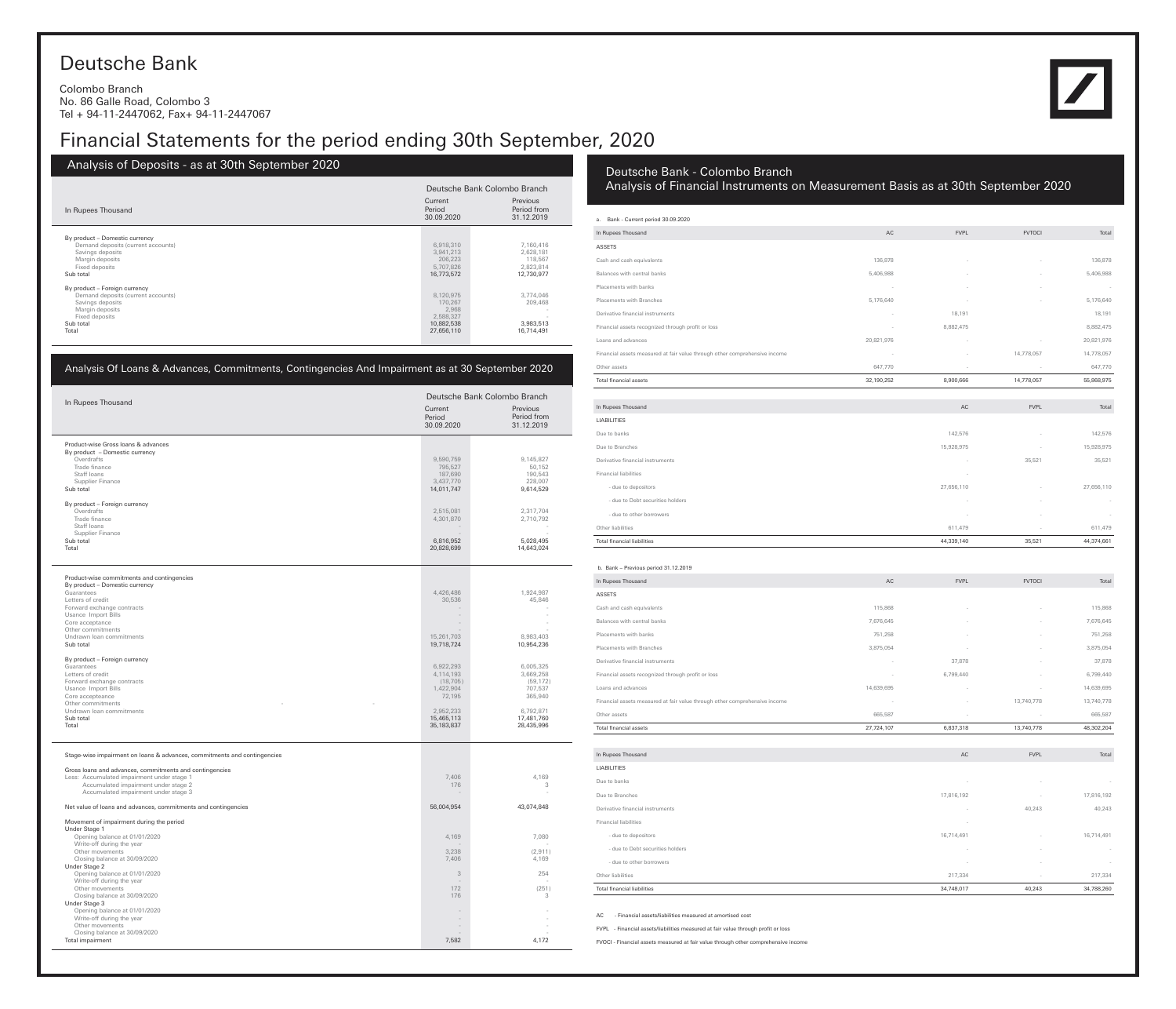# Deutsche Bank

Colombo Branch
No. 86 Galle Road, Colombo 3
Tel + 94-11-2447062, Fax+ 94-11-2447067

# Financial Statements for the period ending 30th September, 2020

## Analysis of Deposits - as at 30th September 2020

| In Rupees Thousand | Deutsche Bank Colombo Branch | |
|---|---|---|
| | Current Period 30.09.2020 | Previous Period from 31.12.2019 |
| By product – Domestic currency | | |
| Demand deposits (current accounts) | 6,918,310 | 7,160,416 |
| Savings deposits | 3,941,213 | 2,628,181 |
| Margin deposits | 206,223 | 118,567 |
| Fixed deposits | 5,707,826 | 2,823,814 |
| Sub total | 16,773,572 | 12,730,977 |
| By product – Foreign currency | | |
| Demand deposits (current accounts) | 8,120,975 | 3,774,046 |
| Savings deposits | 170,267 | 209,468 |
| Margin deposits | 2,968 | - |
| Fixed deposits | 2,588,327 | - |
| Sub total | 10,882,538 | 3,983,513 |
| Total | 27,656,110 | 16,714,491 |

## Analysis Of Loans & Advances, Commitments, Contingencies And Impairment as at 30 September 2020

| In Rupees Thousand | Deutsche Bank Colombo Branch | |
|---|---|---|
| | Current Period 30.09.2020 | Previous Period from 31.12.2019 |
| Product-wise Gross loans & advances | | |
| By product – Domestic currency | | |
| Overdrafts | 9,590,759 | 9,145,827 |
| Trade finance | 795,527 | 50,152 |
| Staff loans | 187,690 | 190,543 |
| Supplier Finance | 3,437,770 | 228,007 |
| Sub total | 14,011,747 | 9,614,529 |
| By product – Foreign currency | | |
| Overdrafts | 2,515,081 | 2,317,704 |
| Trade finance | 4,301,870 | 2,710,792 |
| Staff loans | - | - |
| Supplier Finance | - | - |
| Sub total | 6,816,952 | 5,028,495 |
| Total | 20,828,699 | 14,643,024 |
| Product-wise commitments and contingencies | | |
| By product – Domestic currency | | |
| Guarantees | 4,426,486 | 1,924,987 |
| Letters of credit | 30,536 | 45,846 |
| Forward exchange contracts | - | - |
| Usance Import Bills | - | - |
| Core acceptance | - | - |
| Other commitments | - | - |
| Undrawn loan commitments | 15,261,703 | 8,983,403 |
| Sub total | 19,718,724 | 10,954,236 |
| By product – Foreign currency | | |
| Guarantees | 6,922,293 | 6,005,325 |
| Letters of credit | 4,114,193 | 3,669,258 |
| Forward exchange contracts | (18,705) | (59,172) |
| Usance Import Bills | 1,422,904 | 707,537 |
| Core accepteance | 72,195 | 365,940 |
| Other commitments | - | - |
| Undrawn loan commitments | 2,952,233 | 6,792,871 |
| Sub total | 15,465,113 | 17,481,760 |
| Total | 35,183,837 | 28,435,996 |
| Stage-wise impairment on loans & advances, commitments and contingencies | | |
| Gross loans and advances, commitments and contingencies | | |
| Less: Accumulated impairment under stage 1 | 7,406 | 4,169 |
| Accumulated impairment under stage 2 | 176 | 3 |
| Accumulated impairment under stage 3 | - | - |
| Net value of loans and advances, commitments and contingencies | 56,004,954 | 43,074,848 |
| Movement of impairment during the period | | |
| Under Stage 1 | | |
| Opening balance at 01/01/2020 | 4,169 | 7,080 |
| Write-off during the year | - | - |
| Other movements | 3,238 | (2,911) |
| Closing balance at 30/09/2020 | 7,406 | 4,169 |
| Under Stage 2 | | |
| Opening balance at 01/01/2020 | 3 | 254 |
| Write-off during the year | - | - |
| Other movements | 172 | (251) |
| Closing balance at 30/09/2020 | 176 | 3 |
| Under Stage 3 | | |
| Opening balance at 01/01/2020 | - | - |
| Write-off during the year | - | - |
| Other movements | - | - |
| Closing balance at 30/09/2020 | - | - |
| Total impairment | 7,582 | 4,172 |

## Deutsche Bank - Colombo Branch
## Analysis of Financial Instruments on Measurement Basis as at 30th September 2020

a. Bank - Current period 30.09.2020

| In Rupees Thousand | AC | FVPL | FVTOCI | Total |
|---|---|---|---|---|
| ASSETS | | | | |
| Cash and cash equivalents | 136,878 | - | - | 136,878 |
| Balances with central banks | 5,406,988 | - | - | 5,406,988 |
| Placements with banks | - | - | - | - |
| Placements with Branches | 5,176,640 | - | - | 5,176,640 |
| Derivative financial instruments | - | 18,191 | - | 18,191 |
| Financial assets recognized through profit or loss | - | 8,882,475 | - | 8,882,475 |
| Loans and advances | 20,821,976 | - | - | 20,821,976 |
| Financial assets measured at fair value through other comprehensive income | - | - | 14,778,057 | 14,778,057 |
| Other assets | 647,770 | - | - | 647,770 |
| Total financial assets | 32,190,252 | 8,900,666 | 14,778,057 | 55,868,975 |

| In Rupees Thousand | AC | FVPL | Total |
|---|---|---|---|
| LIABILITIES | | | |
| Due to banks | 142,576 | - | 142,576 |
| Due to Branches | 15,928,975 | - | 15,928,975 |
| Derivative financial instruments | - | 35,521 | 35,521 |
| Financial liabilities | - | | |
| - due to depositors | 27,656,110 | - | 27,656,110 |
| - due to Debt securities holders | - | - | - |
| - due to other borrowers | - | - | - |
| Other liabilities | 611,479 | - | 611,479 |
| Total financial liabilities | 44,339,140 | 35,521 | 44,374,661 |

b. Bank – Previous period 31.12.2019

| In Rupees Thousand | AC | FVPL | FVTOCI | Total |
|---|---|---|---|---|
| ASSETS | | | | |
| Cash and cash equivalents | 115,868 | - | - | 115,868 |
| Balances with central banks | 7,676,645 | - | - | 7,676,645 |
| Placements with banks | 751,258 | - | - | 751,258 |
| Placements with Branches | 3,875,054 | - | - | 3,875,054 |
| Derivative financial instruments | - | 37,878 | - | 37,878 |
| Financial assets recognized through profit or loss | - | 6,799,440 | - | 6,799,440 |
| Loans and advances | 14,639,695 | - | - | 14,639,695 |
| Financial assets measured at fair value through other comprehensive income | - | - | 13,740,778 | 13,740,778 |
| Other assets | 665,587 | - | - | 665,587 |
| Total financial assets | 27,724,107 | 6,837,318 | 13,740,778 | 48,302,204 |

| In Rupees Thousand | AC | FVPL | Total |
|---|---|---|---|
| LIABILITIES | | | |
| Due to banks | - | - | - |
| Due to Branches | 17,816,192 | - | 17,816,192 |
| Derivative financial instruments | - | 40,243 | 40,243 |
| Financial liabilities | - | | |
| - due to depositors | 16,714,491 | - | 16,714,491 |
| - due to Debt securities holders | - | - | - |
| - due to other borrowers | - | - | - |
| Other liabilities | 217,334 | - | 217,334 |
| Total financial liabilities | 34,748,017 | 40,243 | 34,788,260 |

AC - Financial assets/liabilities measured at amortised cost

FVPL - Financial assets/liabilities measured at fair value through profit or loss

FVOCI - Financial assets measured at fair value through other comprehensive income